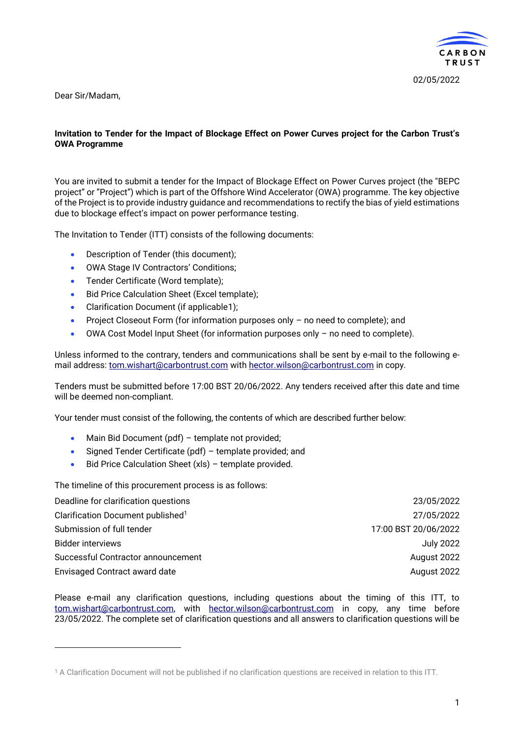02/05/2022

Dear Sir/Madam,

**Invitation to Tender for the Impact of Blockage Effect on Power Curves project for the Carbon Trust's OWA Programme**

You are invited to submit a tender for the Impact of Blockage Effect on Power Curves project (the "BEPC project" or "Project") which is part of the Offshore Wind Accelerator (OWA) programme. The key objective of the Project is to provide industry guidance and recommendations to rectify the bias of yield estimations due to blockage effect's impact on power performance testing.

The Invitation to Tender (ITT) consists of the following documents:

- Description of Tender (this document);
- OWA Stage IV Contractors' Conditions;
- Tender Certificate (Word template);
- Bid Price Calculation Sheet (Excel template);
- Clarification Document (if applicable1);
- Project Closeout Form (for information purposes only – no need to complete); and
- OWA Cost Model Input Sheet (for information purposes only – no need to complete).

Unless informed to the contrary, tenders and communications shall be sent by e-mail to the following e-mail address: tom.wishart@carbontrust.com with hector.wilson@carbontrust.com in copy.

Tenders must be submitted before 17:00 BST 20/06/2022. Any tenders received after this date and time will be deemed non-compliant.

Your tender must consist of the following, the contents of which are described further below:

- Main Bid Document (pdf) – template not provided;
- Signed Tender Certificate (pdf) – template provided; and
- Bid Price Calculation Sheet (xls) – template provided.

The timeline of this procurement process is as follows:

| | |
|---|---|
| Deadline for clarification questions | 23/05/2022 |
| Clarification Document published[1] | 27/05/2022 |
| Submission of full tender | 17:00 BST 20/06/2022 |
| Bidder interviews | July 2022 |
| Successful Contractor announcement | August 2022 |
| Envisaged Contract award date | August 2022 |

Please e-mail any clarification questions, including questions about the timing of this ITT, to tom.wishart@carbontrust.com, with hector.wilson@carbontrust.com in copy, any time before 23/05/2022. The complete set of clarification questions and all answers to clarification questions will be

[1] A Clarification Document will not be published if no clarification questions are received in relation to this ITT.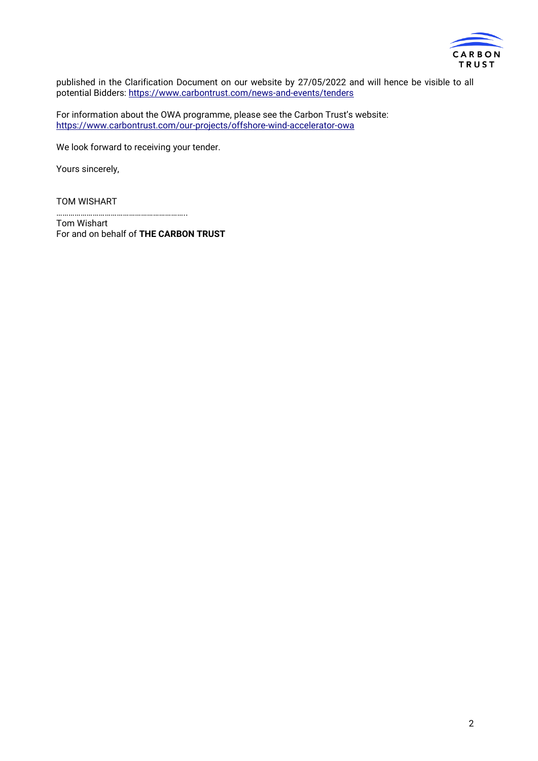published in the Clarification Document on our website by 27/05/2022 and will hence be visible to all potential Bidders: https://www.carbontrust.com/news-and-events/tenders

For information about the OWA programme, please see the Carbon Trust's website: https://www.carbontrust.com/our-projects/offshore-wind-accelerator-owa

We look forward to receiving your tender.

Yours sincerely,

TOM WISHART

……………………………………………………..

Tom Wishart
For and on behalf of **THE CARBON TRUST**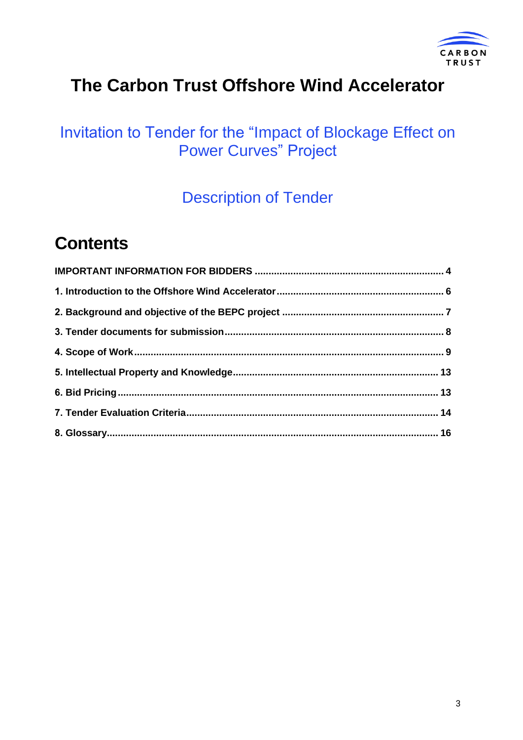# The Carbon Trust Offshore Wind Accelerator

## Invitation to Tender for the "Impact of Blockage Effect on Power Curves" Project

## Description of Tender

## Contents

**IMPORTANT INFORMATION FOR BIDDERS** .................................................................... 4

**1. Introduction to the Offshore Wind Accelerator** ............................................................ 6

**2. Background and objective of the BEPC project** .......................................................... 7

**3. Tender documents for submission** .............................................................................. 8

**4. Scope of Work** .............................................................................................................. 9

**5. Intellectual Property and Knowledge** .......................................................................... 13

**6. Bid Pricing** ................................................................................................................... 13

**7. Tender Evaluation Criteria** .......................................................................................... 14

**8. Glossary** ....................................................................................................................... 16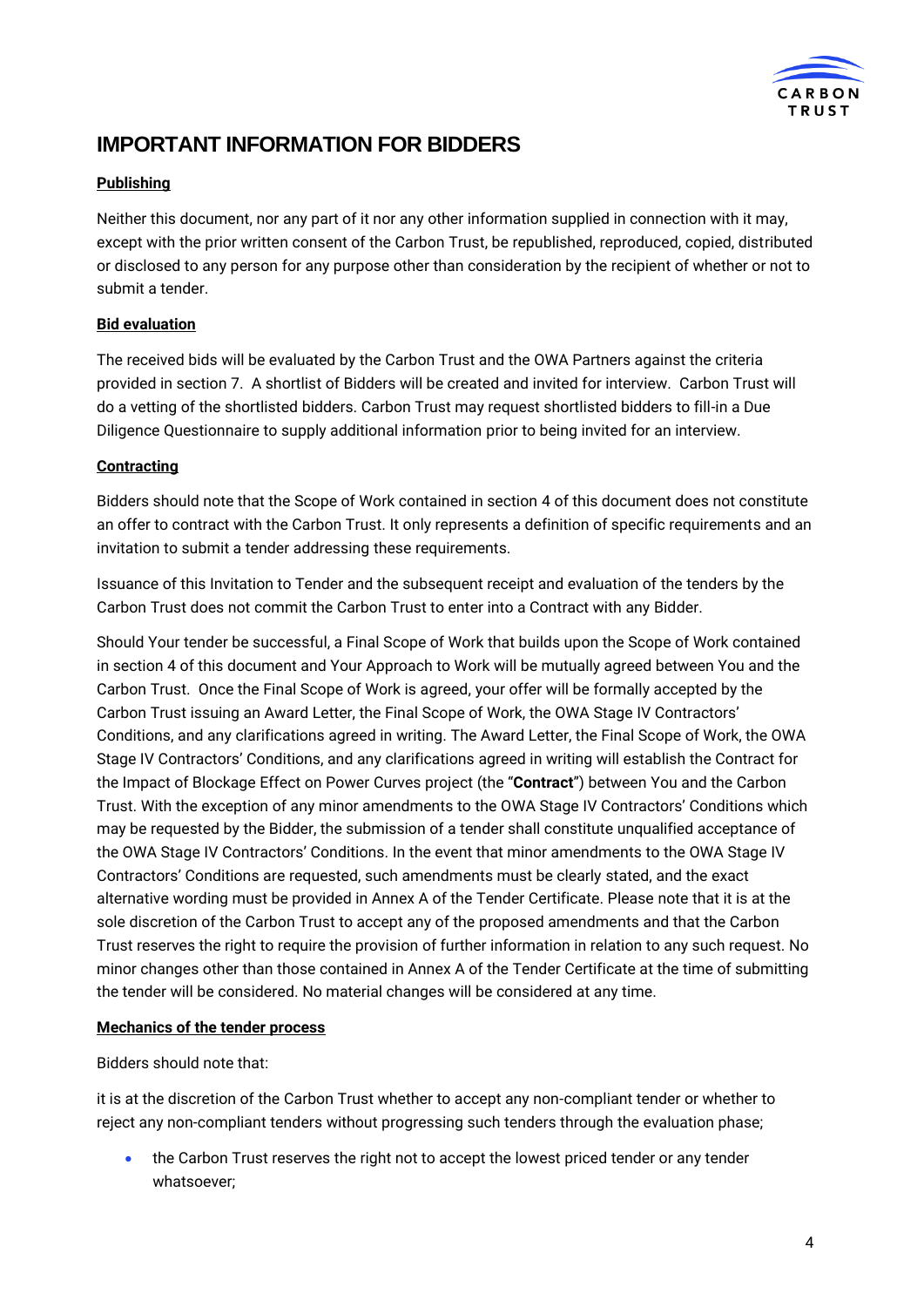# IMPORTANT INFORMATION FOR BIDDERS

**Publishing**

Neither this document, nor any part of it nor any other information supplied in connection with it may, except with the prior written consent of the Carbon Trust, be republished, reproduced, copied, distributed or disclosed to any person for any purpose other than consideration by the recipient of whether or not to submit a tender.

**Bid evaluation**

The received bids will be evaluated by the Carbon Trust and the OWA Partners against the criteria provided in section 7. A shortlist of Bidders will be created and invited for interview. Carbon Trust will do a vetting of the shortlisted bidders. Carbon Trust may request shortlisted bidders to fill-in a Due Diligence Questionnaire to supply additional information prior to being invited for an interview.

**Contracting**

Bidders should note that the Scope of Work contained in section 4 of this document does not constitute an offer to contract with the Carbon Trust. It only represents a definition of specific requirements and an invitation to submit a tender addressing these requirements.

Issuance of this Invitation to Tender and the subsequent receipt and evaluation of the tenders by the Carbon Trust does not commit the Carbon Trust to enter into a Contract with any Bidder.

Should Your tender be successful, a Final Scope of Work that builds upon the Scope of Work contained in section 4 of this document and Your Approach to Work will be mutually agreed between You and the Carbon Trust. Once the Final Scope of Work is agreed, your offer will be formally accepted by the Carbon Trust issuing an Award Letter, the Final Scope of Work, the OWA Stage IV Contractors' Conditions, and any clarifications agreed in writing. The Award Letter, the Final Scope of Work, the OWA Stage IV Contractors' Conditions, and any clarifications agreed in writing will establish the Contract for the Impact of Blockage Effect on Power Curves project (the "**Contract**") between You and the Carbon Trust. With the exception of any minor amendments to the OWA Stage IV Contractors' Conditions which may be requested by the Bidder, the submission of a tender shall constitute unqualified acceptance of the OWA Stage IV Contractors' Conditions. In the event that minor amendments to the OWA Stage IV Contractors' Conditions are requested, such amendments must be clearly stated, and the exact alternative wording must be provided in Annex A of the Tender Certificate. Please note that it is at the sole discretion of the Carbon Trust to accept any of the proposed amendments and that the Carbon Trust reserves the right to require the provision of further information in relation to any such request. No minor changes other than those contained in Annex A of the Tender Certificate at the time of submitting the tender will be considered. No material changes will be considered at any time.

**Mechanics of the tender process**

Bidders should note that:

it is at the discretion of the Carbon Trust whether to accept any non-compliant tender or whether to reject any non-compliant tenders without progressing such tenders through the evaluation phase;

- the Carbon Trust reserves the right not to accept the lowest priced tender or any tender whatsoever;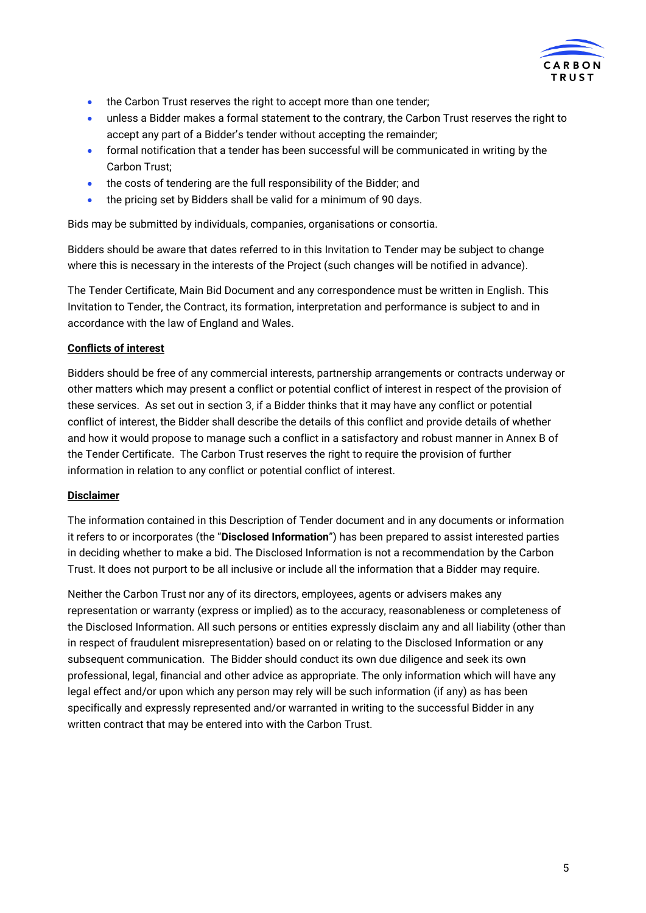- the Carbon Trust reserves the right to accept more than one tender;
- unless a Bidder makes a formal statement to the contrary, the Carbon Trust reserves the right to accept any part of a Bidder's tender without accepting the remainder;
- formal notification that a tender has been successful will be communicated in writing by the Carbon Trust;
- the costs of tendering are the full responsibility of the Bidder; and
- the pricing set by Bidders shall be valid for a minimum of 90 days.

Bids may be submitted by individuals, companies, organisations or consortia.

Bidders should be aware that dates referred to in this Invitation to Tender may be subject to change where this is necessary in the interests of the Project (such changes will be notified in advance).

The Tender Certificate, Main Bid Document and any correspondence must be written in English. This Invitation to Tender, the Contract, its formation, interpretation and performance is subject to and in accordance with the law of England and Wales.

**Conflicts of interest**

Bidders should be free of any commercial interests, partnership arrangements or contracts underway or other matters which may present a conflict or potential conflict of interest in respect of the provision of these services. As set out in section 3, if a Bidder thinks that it may have any conflict or potential conflict of interest, the Bidder shall describe the details of this conflict and provide details of whether and how it would propose to manage such a conflict in a satisfactory and robust manner in Annex B of the Tender Certificate. The Carbon Trust reserves the right to require the provision of further information in relation to any conflict or potential conflict of interest.

**Disclaimer**

The information contained in this Description of Tender document and in any documents or information it refers to or incorporates (the "**Disclosed Information**") has been prepared to assist interested parties in deciding whether to make a bid. The Disclosed Information is not a recommendation by the Carbon Trust. It does not purport to be all inclusive or include all the information that a Bidder may require.

Neither the Carbon Trust nor any of its directors, employees, agents or advisers makes any representation or warranty (express or implied) as to the accuracy, reasonableness or completeness of the Disclosed Information. All such persons or entities expressly disclaim any and all liability (other than in respect of fraudulent misrepresentation) based on or relating to the Disclosed Information or any subsequent communication. The Bidder should conduct its own due diligence and seek its own professional, legal, financial and other advice as appropriate. The only information which will have any legal effect and/or upon which any person may rely will be such information (if any) as has been specifically and expressly represented and/or warranted in writing to the successful Bidder in any written contract that may be entered into with the Carbon Trust.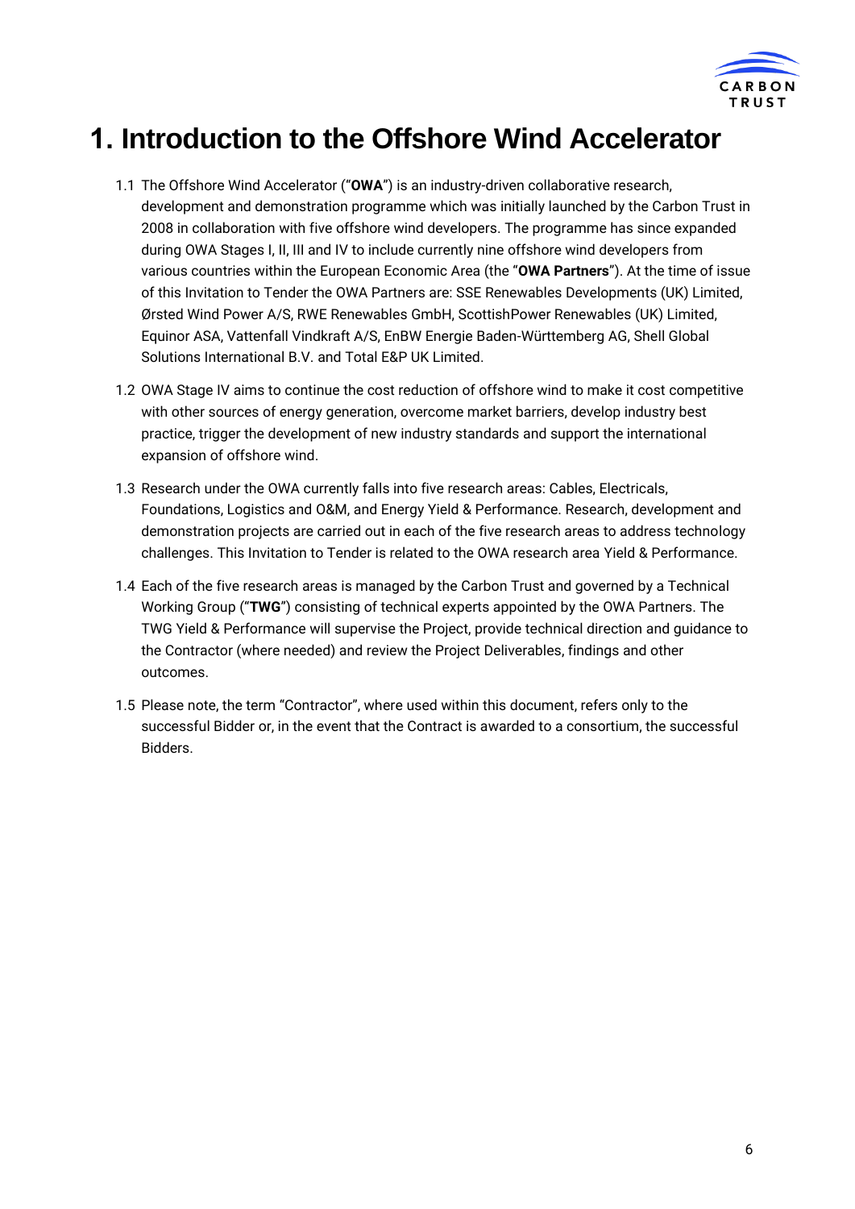# 1. Introduction to the Offshore Wind Accelerator

1.1 The Offshore Wind Accelerator ("**OWA**") is an industry-driven collaborative research, development and demonstration programme which was initially launched by the Carbon Trust in 2008 in collaboration with five offshore wind developers. The programme has since expanded during OWA Stages I, II, III and IV to include currently nine offshore wind developers from various countries within the European Economic Area (the "**OWA Partners**"). At the time of issue of this Invitation to Tender the OWA Partners are: SSE Renewables Developments (UK) Limited, Ørsted Wind Power A/S, RWE Renewables GmbH, ScottishPower Renewables (UK) Limited, Equinor ASA, Vattenfall Vindkraft A/S, EnBW Energie Baden-Württemberg AG, Shell Global Solutions International B.V. and Total E&P UK Limited.

1.2 OWA Stage IV aims to continue the cost reduction of offshore wind to make it cost competitive with other sources of energy generation, overcome market barriers, develop industry best practice, trigger the development of new industry standards and support the international expansion of offshore wind.

1.3 Research under the OWA currently falls into five research areas: Cables, Electricals, Foundations, Logistics and O&M, and Energy Yield & Performance. Research, development and demonstration projects are carried out in each of the five research areas to address technology challenges. This Invitation to Tender is related to the OWA research area Yield & Performance.

1.4 Each of the five research areas is managed by the Carbon Trust and governed by a Technical Working Group ("**TWG**") consisting of technical experts appointed by the OWA Partners. The TWG Yield & Performance will supervise the Project, provide technical direction and guidance to the Contractor (where needed) and review the Project Deliverables, findings and other outcomes.

1.5 Please note, the term "Contractor", where used within this document, refers only to the successful Bidder or, in the event that the Contract is awarded to a consortium, the successful Bidders.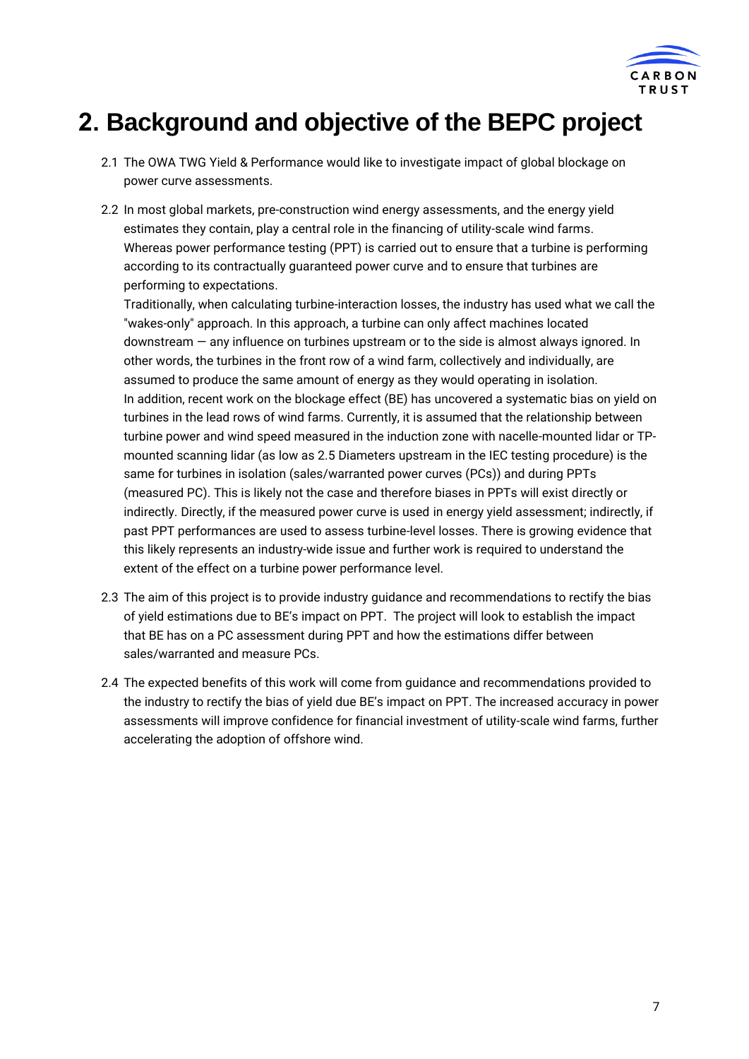# 2. Background and objective of the BEPC project

2.1 The OWA TWG Yield & Performance would like to investigate impact of global blockage on power curve assessments.

2.2 In most global markets, pre-construction wind energy assessments, and the energy yield estimates they contain, play a central role in the financing of utility-scale wind farms. Whereas power performance testing (PPT) is carried out to ensure that a turbine is performing according to its contractually guaranteed power curve and to ensure that turbines are performing to expectations.

Traditionally, when calculating turbine-interaction losses, the industry has used what we call the "wakes-only" approach. In this approach, a turbine can only affect machines located downstream — any influence on turbines upstream or to the side is almost always ignored. In other words, the turbines in the front row of a wind farm, collectively and individually, are assumed to produce the same amount of energy as they would operating in isolation.

In addition, recent work on the blockage effect (BE) has uncovered a systematic bias on yield on turbines in the lead rows of wind farms. Currently, it is assumed that the relationship between turbine power and wind speed measured in the induction zone with nacelle-mounted lidar or TP-mounted scanning lidar (as low as 2.5 Diameters upstream in the IEC testing procedure) is the same for turbines in isolation (sales/warranted power curves (PCs)) and during PPTs (measured PC). This is likely not the case and therefore biases in PPTs will exist directly or indirectly. Directly, if the measured power curve is used in energy yield assessment; indirectly, if past PPT performances are used to assess turbine-level losses. There is growing evidence that this likely represents an industry-wide issue and further work is required to understand the extent of the effect on a turbine power performance level.

2.3 The aim of this project is to provide industry guidance and recommendations to rectify the bias of yield estimations due to BE's impact on PPT. The project will look to establish the impact that BE has on a PC assessment during PPT and how the estimations differ between sales/warranted and measure PCs.

2.4 The expected benefits of this work will come from guidance and recommendations provided to the industry to rectify the bias of yield due BE's impact on PPT. The increased accuracy in power assessments will improve confidence for financial investment of utility-scale wind farms, further accelerating the adoption of offshore wind.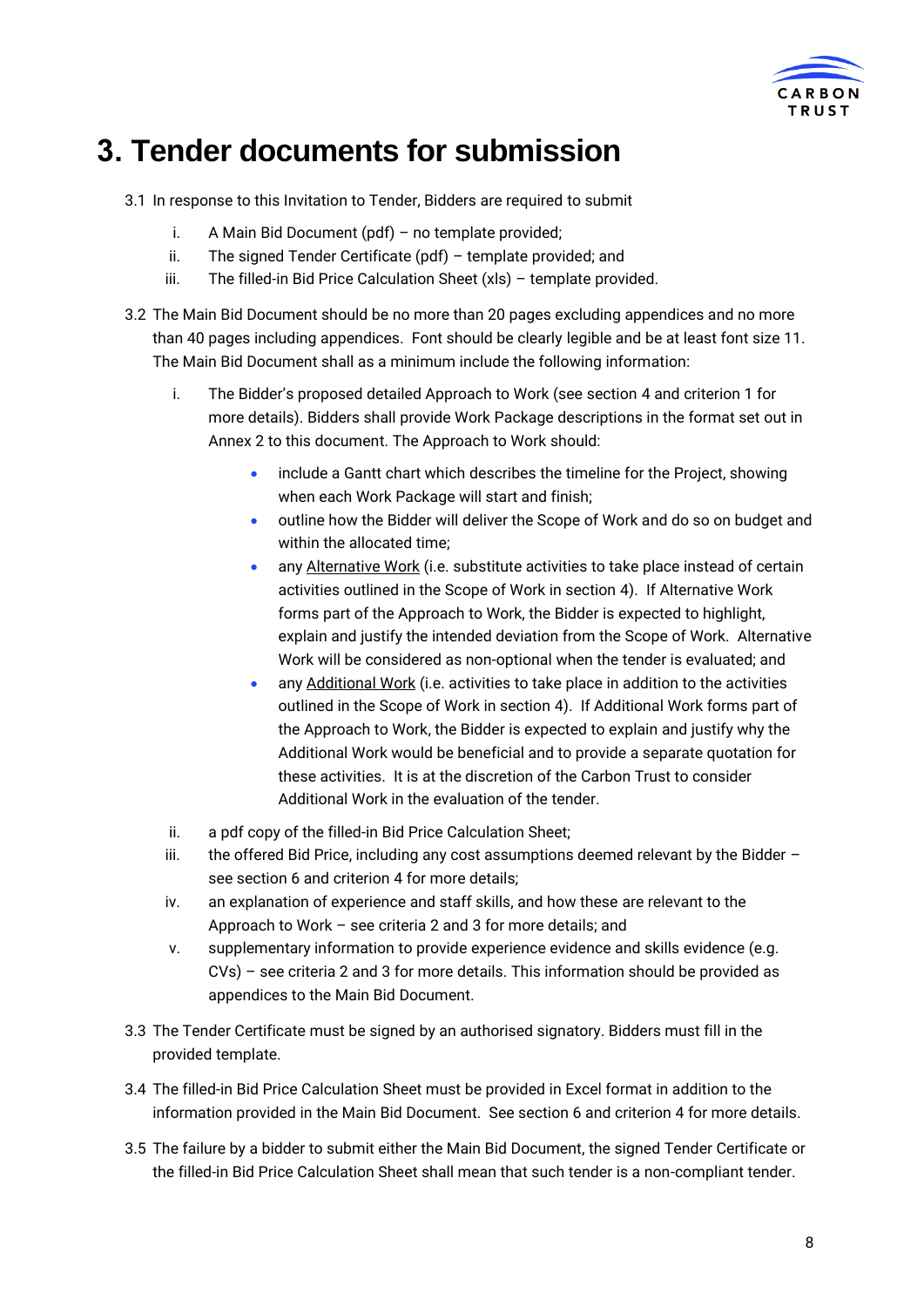# 3. Tender documents for submission

3.1 In response to this Invitation to Tender, Bidders are required to submit

i. A Main Bid Document (pdf) – no template provided;
ii. The signed Tender Certificate (pdf) – template provided; and
iii. The filled-in Bid Price Calculation Sheet (xls) – template provided.

3.2 The Main Bid Document should be no more than 20 pages excluding appendices and no more than 40 pages including appendices. Font should be clearly legible and be at least font size 11. The Main Bid Document shall as a minimum include the following information:

i. The Bidder's proposed detailed Approach to Work (see section 4 and criterion 1 for more details). Bidders shall provide Work Package descriptions in the format set out in Annex 2 to this document. The Approach to Work should:

   - include a Gantt chart which describes the timeline for the Project, showing when each Work Package will start and finish;
   - outline how the Bidder will deliver the Scope of Work and do so on budget and within the allocated time;
   - any Alternative Work (i.e. substitute activities to take place instead of certain activities outlined in the Scope of Work in section 4). If Alternative Work forms part of the Approach to Work, the Bidder is expected to highlight, explain and justify the intended deviation from the Scope of Work. Alternative Work will be considered as non-optional when the tender is evaluated; and
   - any Additional Work (i.e. activities to take place in addition to the activities outlined in the Scope of Work in section 4). If Additional Work forms part of the Approach to Work, the Bidder is expected to explain and justify why the Additional Work would be beneficial and to provide a separate quotation for these activities. It is at the discretion of the Carbon Trust to consider Additional Work in the evaluation of the tender.

ii. a pdf copy of the filled-in Bid Price Calculation Sheet;
iii. the offered Bid Price, including any cost assumptions deemed relevant by the Bidder – see section 6 and criterion 4 for more details;
iv. an explanation of experience and staff skills, and how these are relevant to the Approach to Work – see criteria 2 and 3 for more details; and
v. supplementary information to provide experience evidence and skills evidence (e.g. CVs) – see criteria 2 and 3 for more details. This information should be provided as appendices to the Main Bid Document.

3.3 The Tender Certificate must be signed by an authorised signatory. Bidders must fill in the provided template.

3.4 The filled-in Bid Price Calculation Sheet must be provided in Excel format in addition to the information provided in the Main Bid Document. See section 6 and criterion 4 for more details.

3.5 The failure by a bidder to submit either the Main Bid Document, the signed Tender Certificate or the filled-in Bid Price Calculation Sheet shall mean that such tender is a non-compliant tender.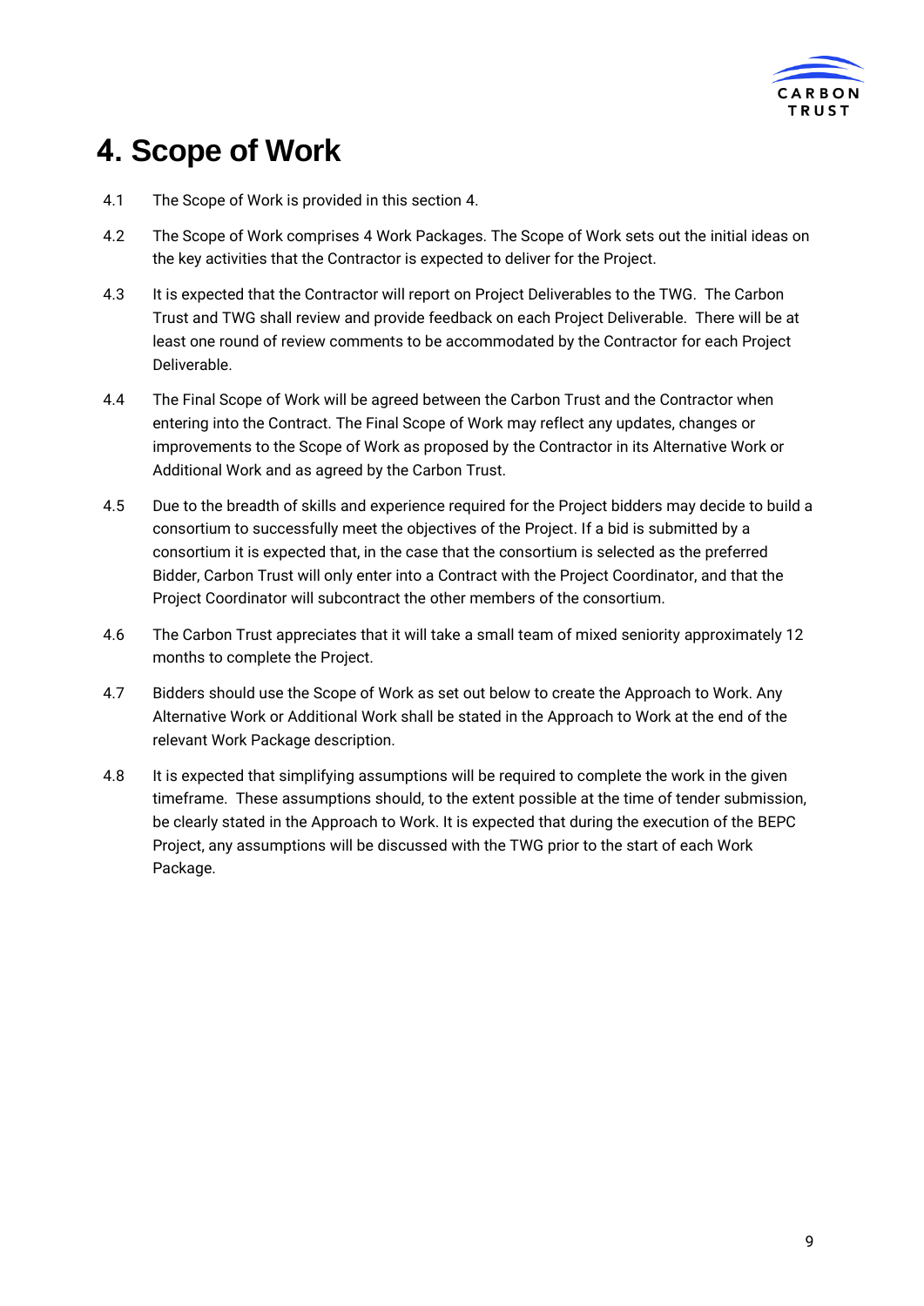# 4. Scope of Work

4.1 The Scope of Work is provided in this section 4.

4.2 The Scope of Work comprises 4 Work Packages. The Scope of Work sets out the initial ideas on the key activities that the Contractor is expected to deliver for the Project.

4.3 It is expected that the Contractor will report on Project Deliverables to the TWG. The Carbon Trust and TWG shall review and provide feedback on each Project Deliverable. There will be at least one round of review comments to be accommodated by the Contractor for each Project Deliverable.

4.4 The Final Scope of Work will be agreed between the Carbon Trust and the Contractor when entering into the Contract. The Final Scope of Work may reflect any updates, changes or improvements to the Scope of Work as proposed by the Contractor in its Alternative Work or Additional Work and as agreed by the Carbon Trust.

4.5 Due to the breadth of skills and experience required for the Project bidders may decide to build a consortium to successfully meet the objectives of the Project. If a bid is submitted by a consortium it is expected that, in the case that the consortium is selected as the preferred Bidder, Carbon Trust will only enter into a Contract with the Project Coordinator, and that the Project Coordinator will subcontract the other members of the consortium.

4.6 The Carbon Trust appreciates that it will take a small team of mixed seniority approximately 12 months to complete the Project.

4.7 Bidders should use the Scope of Work as set out below to create the Approach to Work. Any Alternative Work or Additional Work shall be stated in the Approach to Work at the end of the relevant Work Package description.

4.8 It is expected that simplifying assumptions will be required to complete the work in the given timeframe. These assumptions should, to the extent possible at the time of tender submission, be clearly stated in the Approach to Work. It is expected that during the execution of the BEPC Project, any assumptions will be discussed with the TWG prior to the start of each Work Package.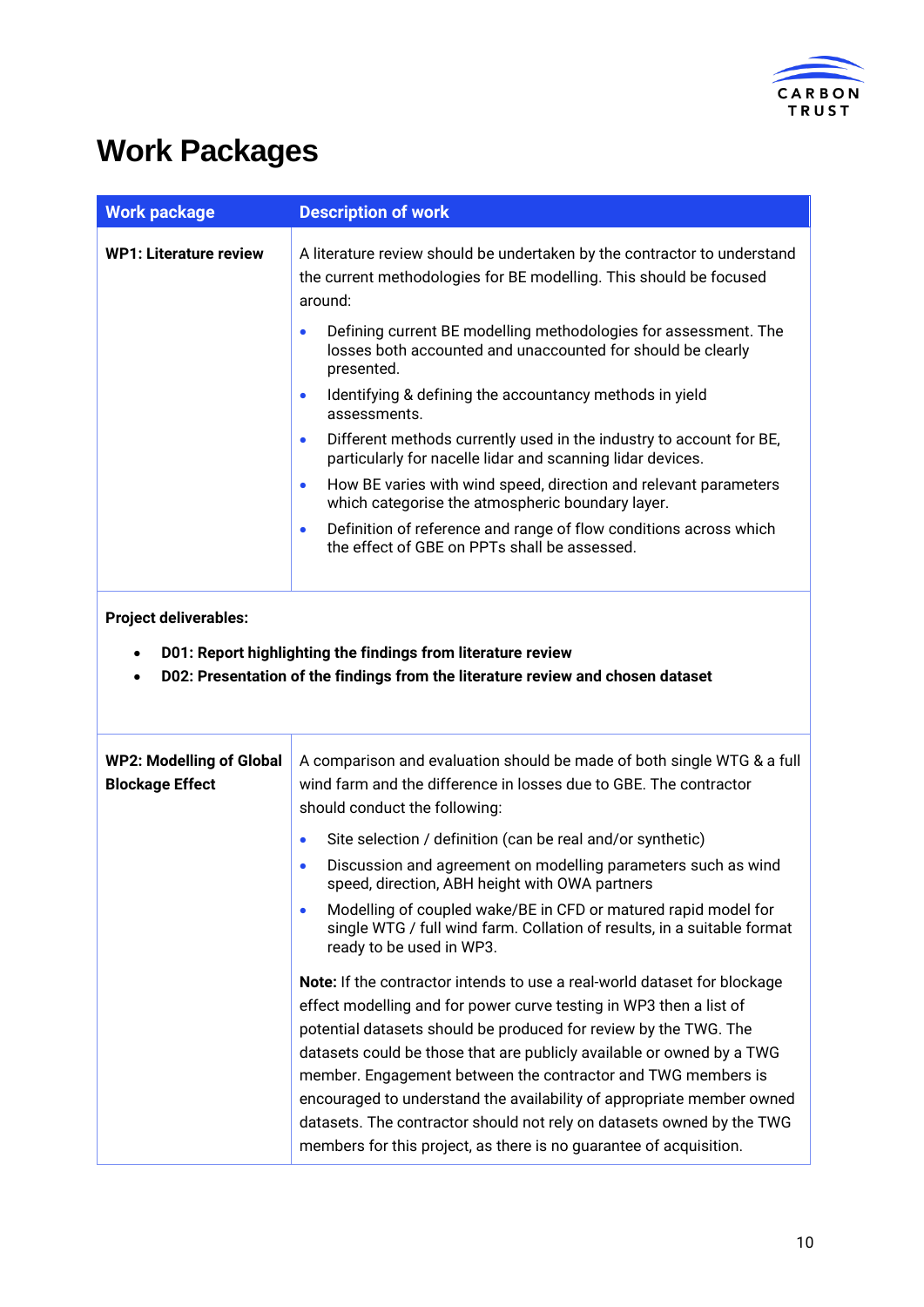# Work Packages

| Work package | Description of work |
|---|---|
| **WP1: Literature review** | A literature review should be undertaken by the contractor to understand the current methodologies for BE modelling. This should be focused around:<br>• Defining current BE modelling methodologies for assessment. The losses both accounted and unaccounted for should be clearly presented.<br>• Identifying & defining the accountancy methods in yield assessments.<br>• Different methods currently used in the industry to account for BE, particularly for nacelle lidar and scanning lidar devices.<br>• How BE varies with wind speed, direction and relevant parameters which categorise the atmospheric boundary layer.<br>• Definition of reference and range of flow conditions across which the effect of GBE on PPTs shall be assessed. |
| **Project deliverables:**<br>• **D01: Report highlighting the findings from literature review**<br>• **D02: Presentation of the findings from the literature review and chosen dataset** | |
| **WP2: Modelling of Global Blockage Effect** | A comparison and evaluation should be made of both single WTG & a full wind farm and the difference in losses due to GBE. The contractor should conduct the following:<br>• Site selection / definition (can be real and/or synthetic)<br>• Discussion and agreement on modelling parameters such as wind speed, direction, ABH height with OWA partners<br>• Modelling of coupled wake/BE in CFD or matured rapid model for single WTG / full wind farm. Collation of results, in a suitable format ready to be used in WP3.<br><br>**Note:** If the contractor intends to use a real-world dataset for blockage effect modelling and for power curve testing in WP3 then a list of potential datasets should be produced for review by the TWG. The datasets could be those that are publicly available or owned by a TWG member. Engagement between the contractor and TWG members is encouraged to understand the availability of appropriate member owned datasets. The contractor should not rely on datasets owned by the TWG members for this project, as there is no guarantee of acquisition. |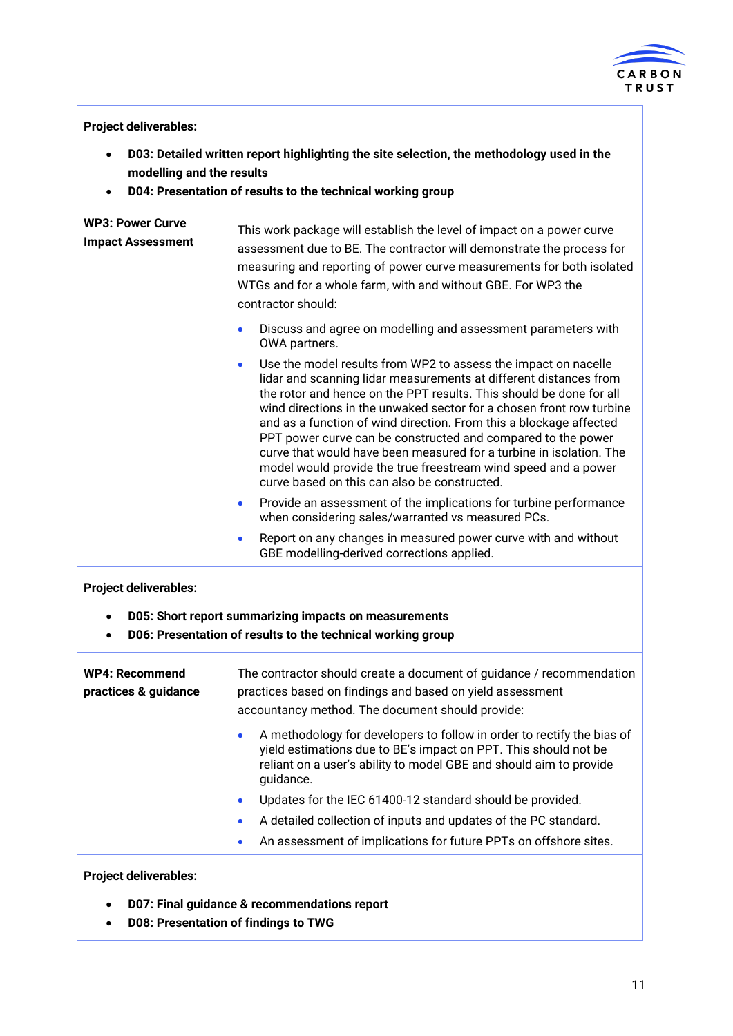| | |
|---|---|
| **Project deliverables:**<br><br>• **D03: Detailed written report highlighting the site selection, the methodology used in the modelling and the results**<br>• **D04: Presentation of results to the technical working group** | |
| **WP3: Power Curve Impact Assessment** | This work package will establish the level of impact on a power curve assessment due to BE. The contractor will demonstrate the process for measuring and reporting of power curve measurements for both isolated WTGs and for a whole farm, with and without GBE. For WP3 the contractor should:<br><br>• Discuss and agree on modelling and assessment parameters with OWA partners.<br>• Use the model results from WP2 to assess the impact on nacelle lidar and scanning lidar measurements at different distances from the rotor and hence on the PPT results. This should be done for all wind directions in the unwaked sector for a chosen front row turbine and as a function of wind direction. From this a blockage affected PPT power curve can be constructed and compared to the power curve that would have been measured for a turbine in isolation. The model would provide the true freestream wind speed and a power curve based on this can also be constructed.<br>• Provide an assessment of the implications for turbine performance when considering sales/warranted vs measured PCs.<br>• Report on any changes in measured power curve with and without GBE modelling-derived corrections applied. |
| **Project deliverables:**<br><br>• **D05: Short report summarizing impacts on measurements**<br>• **D06: Presentation of results to the technical working group** | |
| **WP4: Recommend practices & guidance** | The contractor should create a document of guidance / recommendation practices based on findings and based on yield assessment accountancy method. The document should provide:<br><br>• A methodology for developers to follow in order to rectify the bias of yield estimations due to BE's impact on PPT. This should not be reliant on a user's ability to model GBE and should aim to provide guidance.<br>• Updates for the IEC 61400-12 standard should be provided.<br>• A detailed collection of inputs and updates of the PC standard.<br>• An assessment of implications for future PPTs on offshore sites. |
| **Project deliverables:**<br><br>• **D07: Final guidance & recommendations report**<br>• **D08: Presentation of findings to TWG** | |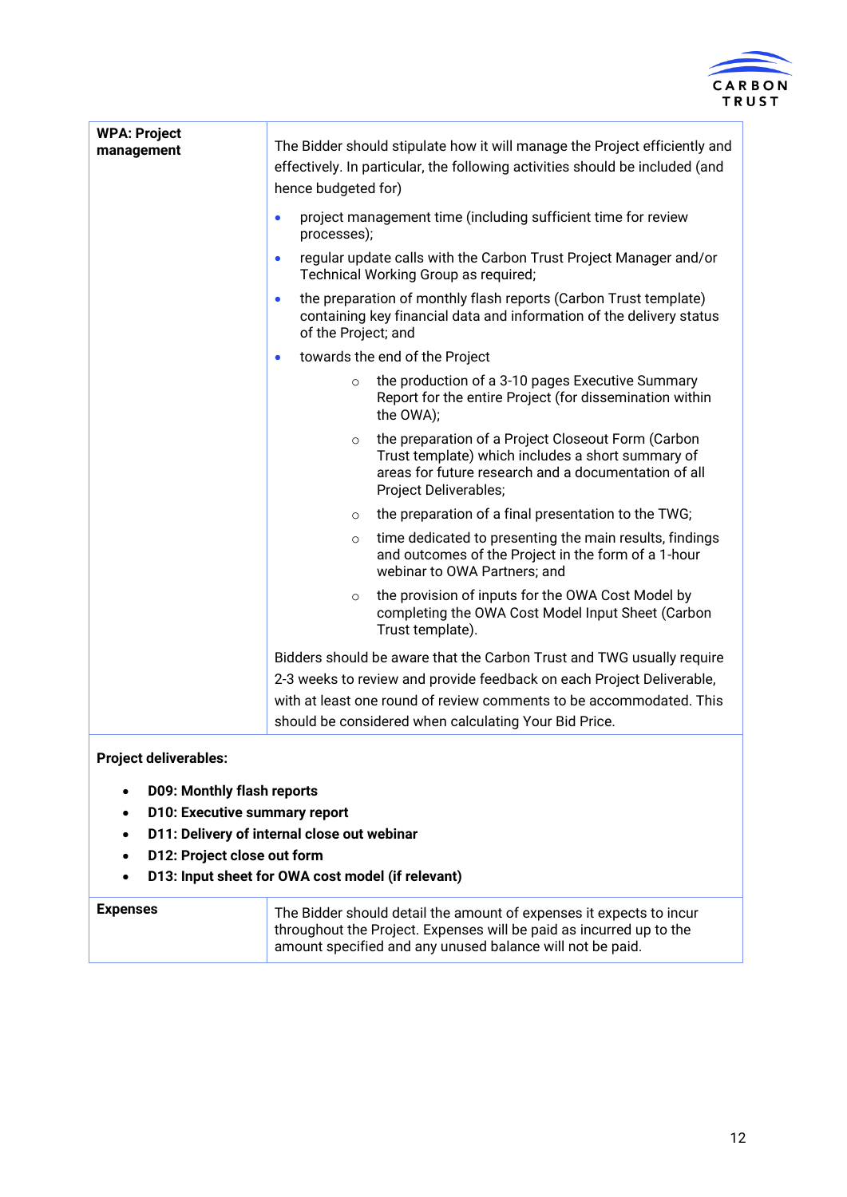| | |
|---|---|
| **WPA: Project management** | The Bidder should stipulate how it will manage the Project efficiently and effectively. In particular, the following activities should be included (and hence budgeted for)<br><br>• project management time (including sufficient time for review processes);<br>• regular update calls with the Carbon Trust Project Manager and/or Technical Working Group as required;<br>• the preparation of monthly flash reports (Carbon Trust template) containing key financial data and information of the delivery status of the Project; and<br>• towards the end of the Project<br>&nbsp;&nbsp;&nbsp;&nbsp;○ the production of a 3-10 pages Executive Summary Report for the entire Project (for dissemination within the OWA);<br>&nbsp;&nbsp;&nbsp;&nbsp;○ the preparation of a Project Closeout Form (Carbon Trust template) which includes a short summary of areas for future research and a documentation of all Project Deliverables;<br>&nbsp;&nbsp;&nbsp;&nbsp;○ the preparation of a final presentation to the TWG;<br>&nbsp;&nbsp;&nbsp;&nbsp;○ time dedicated to presenting the main results, findings and outcomes of the Project in the form of a 1-hour webinar to OWA Partners; and<br>&nbsp;&nbsp;&nbsp;&nbsp;○ the provision of inputs for the OWA Cost Model by completing the OWA Cost Model Input Sheet (Carbon Trust template).<br><br>Bidders should be aware that the Carbon Trust and TWG usually require 2-3 weeks to review and provide feedback on each Project Deliverable, with at least one round of review comments to be accommodated. This should be considered when calculating Your Bid Price. |
| **Project deliverables:**<br><br>• **D09: Monthly flash reports**<br>• **D10: Executive summary report**<br>• **D11: Delivery of internal close out webinar**<br>• **D12: Project close out form**<br>• **D13: Input sheet for OWA cost model (if relevant)** | |
| **Expenses** | The Bidder should detail the amount of expenses it expects to incur throughout the Project. Expenses will be paid as incurred up to the amount specified and any unused balance will not be paid. |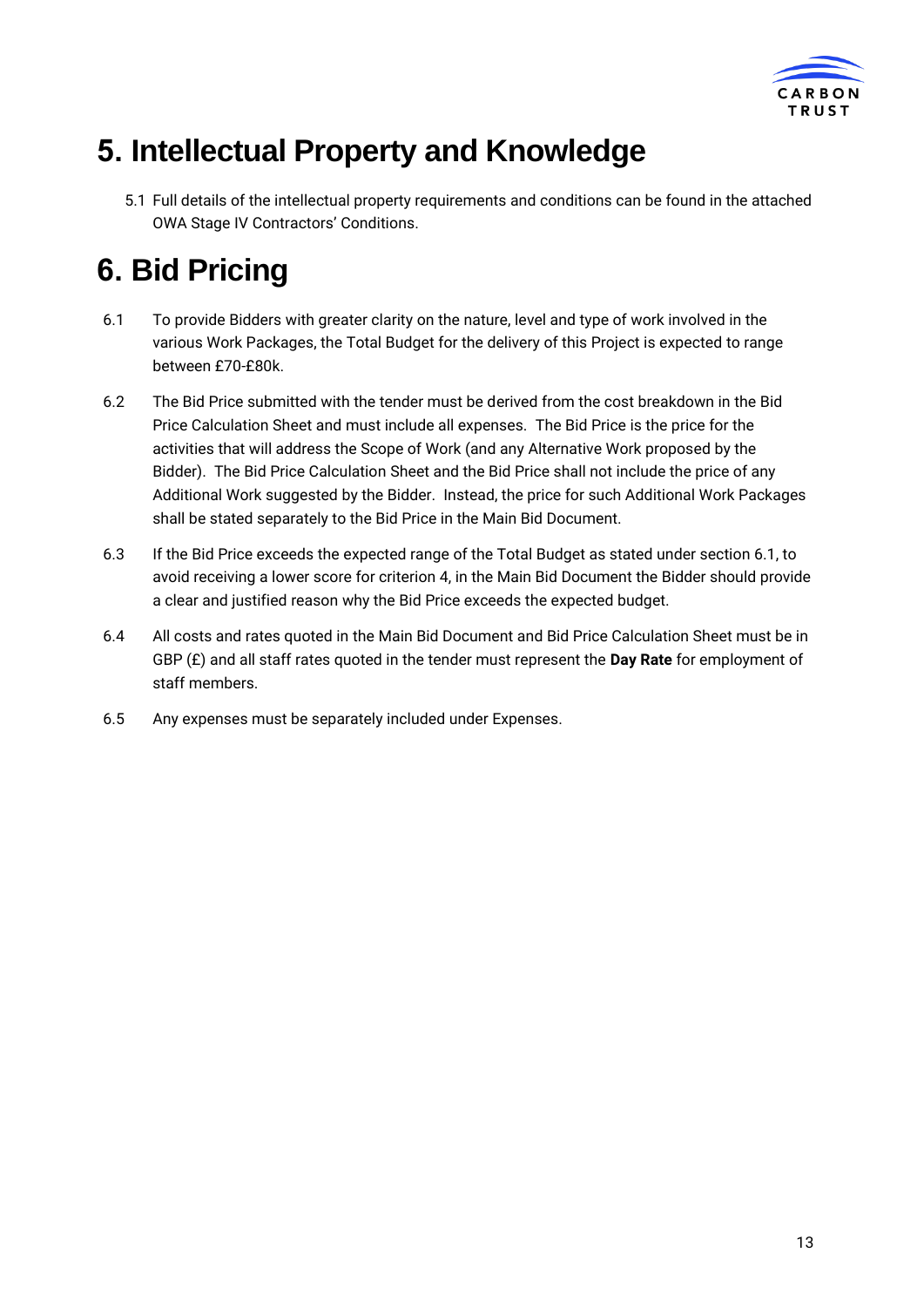# 5. Intellectual Property and Knowledge

5.1 Full details of the intellectual property requirements and conditions can be found in the attached OWA Stage IV Contractors' Conditions.

# 6. Bid Pricing

6.1 To provide Bidders with greater clarity on the nature, level and type of work involved in the various Work Packages, the Total Budget for the delivery of this Project is expected to range between £70-£80k.

6.2 The Bid Price submitted with the tender must be derived from the cost breakdown in the Bid Price Calculation Sheet and must include all expenses. The Bid Price is the price for the activities that will address the Scope of Work (and any Alternative Work proposed by the Bidder). The Bid Price Calculation Sheet and the Bid Price shall not include the price of any Additional Work suggested by the Bidder. Instead, the price for such Additional Work Packages shall be stated separately to the Bid Price in the Main Bid Document.

6.3 If the Bid Price exceeds the expected range of the Total Budget as stated under section 6.1, to avoid receiving a lower score for criterion 4, in the Main Bid Document the Bidder should provide a clear and justified reason why the Bid Price exceeds the expected budget.

6.4 All costs and rates quoted in the Main Bid Document and Bid Price Calculation Sheet must be in GBP (£) and all staff rates quoted in the tender must represent the **Day Rate** for employment of staff members.

6.5 Any expenses must be separately included under Expenses.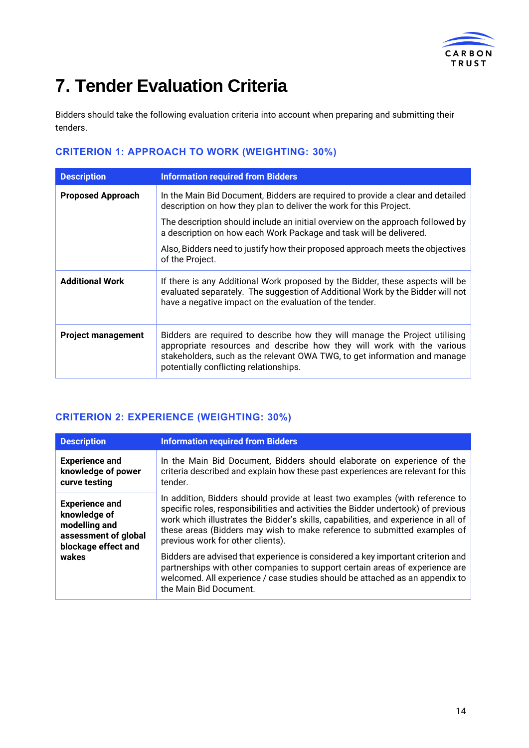# 7. Tender Evaluation Criteria

Bidders should take the following evaluation criteria into account when preparing and submitting their tenders.

### CRITERION 1: APPROACH TO WORK (WEIGHTING: 30%)

| Description | Information required from Bidders |
|---|---|
| **Proposed Approach** | In the Main Bid Document, Bidders are required to provide a clear and detailed description on how they plan to deliver the work for this Project.<br><br>The description should include an initial overview on the approach followed by a description on how each Work Package and task will be delivered.<br><br>Also, Bidders need to justify how their proposed approach meets the objectives of the Project. |
| **Additional Work** | If there is any Additional Work proposed by the Bidder, these aspects will be evaluated separately. The suggestion of Additional Work by the Bidder will not have a negative impact on the evaluation of the tender. |
| **Project management** | Bidders are required to describe how they will manage the Project utilising appropriate resources and describe how they will work with the various stakeholders, such as the relevant OWA TWG, to get information and manage potentially conflicting relationships. |

### CRITERION 2: EXPERIENCE (WEIGHTING: 30%)

| Description | Information required from Bidders |
|---|---|
| **Experience and knowledge of power curve testing**<br><br>**Experience and knowledge of modelling and assessment of global blockage effect and wakes** | In the Main Bid Document, Bidders should elaborate on experience of the criteria described and explain how these past experiences are relevant for this tender.<br><br>In addition, Bidders should provide at least two examples (with reference to specific roles, responsibilities and activities the Bidder undertook) of previous work which illustrates the Bidder's skills, capabilities, and experience in all of these areas (Bidders may wish to make reference to submitted examples of previous work for other clients).<br><br>Bidders are advised that experience is considered a key important criterion and partnerships with other companies to support certain areas of experience are welcomed. All experience / case studies should be attached as an appendix to the Main Bid Document. |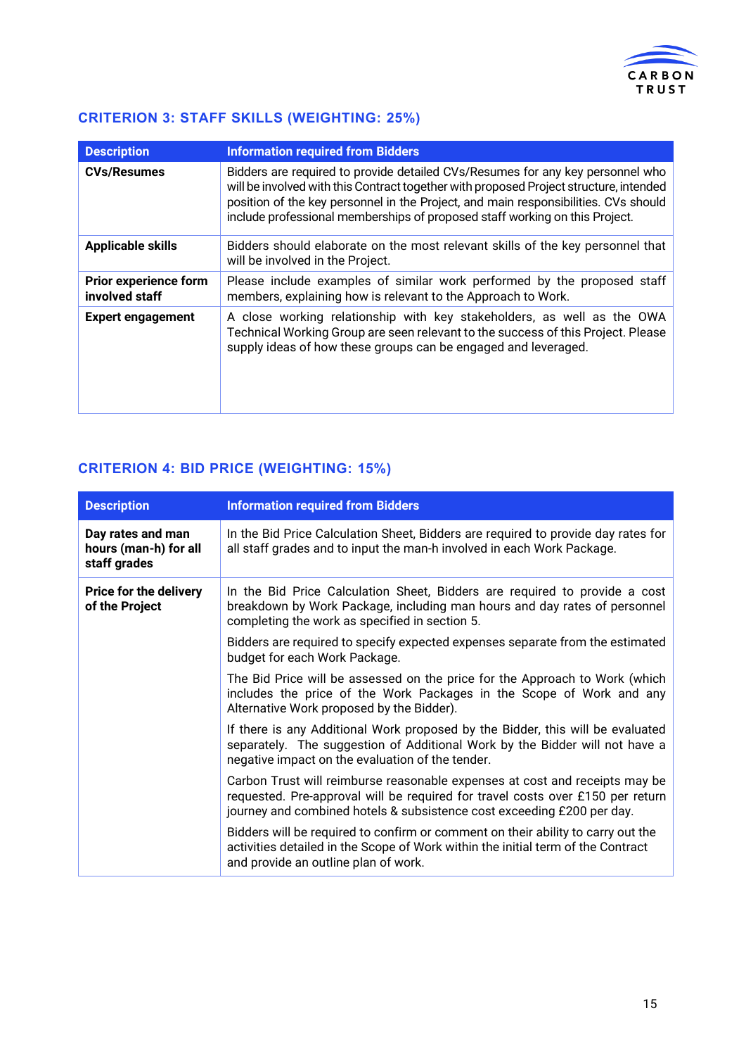### CRITERION 3: STAFF SKILLS (WEIGHTING: 25%)

| Description | Information required from Bidders |
|---|---|
| **CVs/Resumes** | Bidders are required to provide detailed CVs/Resumes for any key personnel who will be involved with this Contract together with proposed Project structure, intended position of the key personnel in the Project, and main responsibilities. CVs should include professional memberships of proposed staff working on this Project. |
| **Applicable skills** | Bidders should elaborate on the most relevant skills of the key personnel that will be involved in the Project. |
| **Prior experience form involved staff** | Please include examples of similar work performed by the proposed staff members, explaining how is relevant to the Approach to Work. |
| **Expert engagement** | A close working relationship with key stakeholders, as well as the OWA Technical Working Group are seen relevant to the success of this Project. Please supply ideas of how these groups can be engaged and leveraged. |

### CRITERION 4: BID PRICE (WEIGHTING: 15%)

| Description | Information required from Bidders |
|---|---|
| **Day rates and man hours (man-h) for all staff grades** | In the Bid Price Calculation Sheet, Bidders are required to provide day rates for all staff grades and to input the man-h involved in each Work Package. |
| **Price for the delivery of the Project** | In the Bid Price Calculation Sheet, Bidders are required to provide a cost breakdown by Work Package, including man hours and day rates of personnel completing the work as specified in section 5.<br><br>Bidders are required to specify expected expenses separate from the estimated budget for each Work Package.<br><br>The Bid Price will be assessed on the price for the Approach to Work (which includes the price of the Work Packages in the Scope of Work and any Alternative Work proposed by the Bidder).<br><br>If there is any Additional Work proposed by the Bidder, this will be evaluated separately. The suggestion of Additional Work by the Bidder will not have a negative impact on the evaluation of the tender.<br><br>Carbon Trust will reimburse reasonable expenses at cost and receipts may be requested. Pre-approval will be required for travel costs over £150 per return journey and combined hotels & subsistence cost exceeding £200 per day.<br><br>Bidders will be required to confirm or comment on their ability to carry out the activities detailed in the Scope of Work within the initial term of the Contract and provide an outline plan of work. |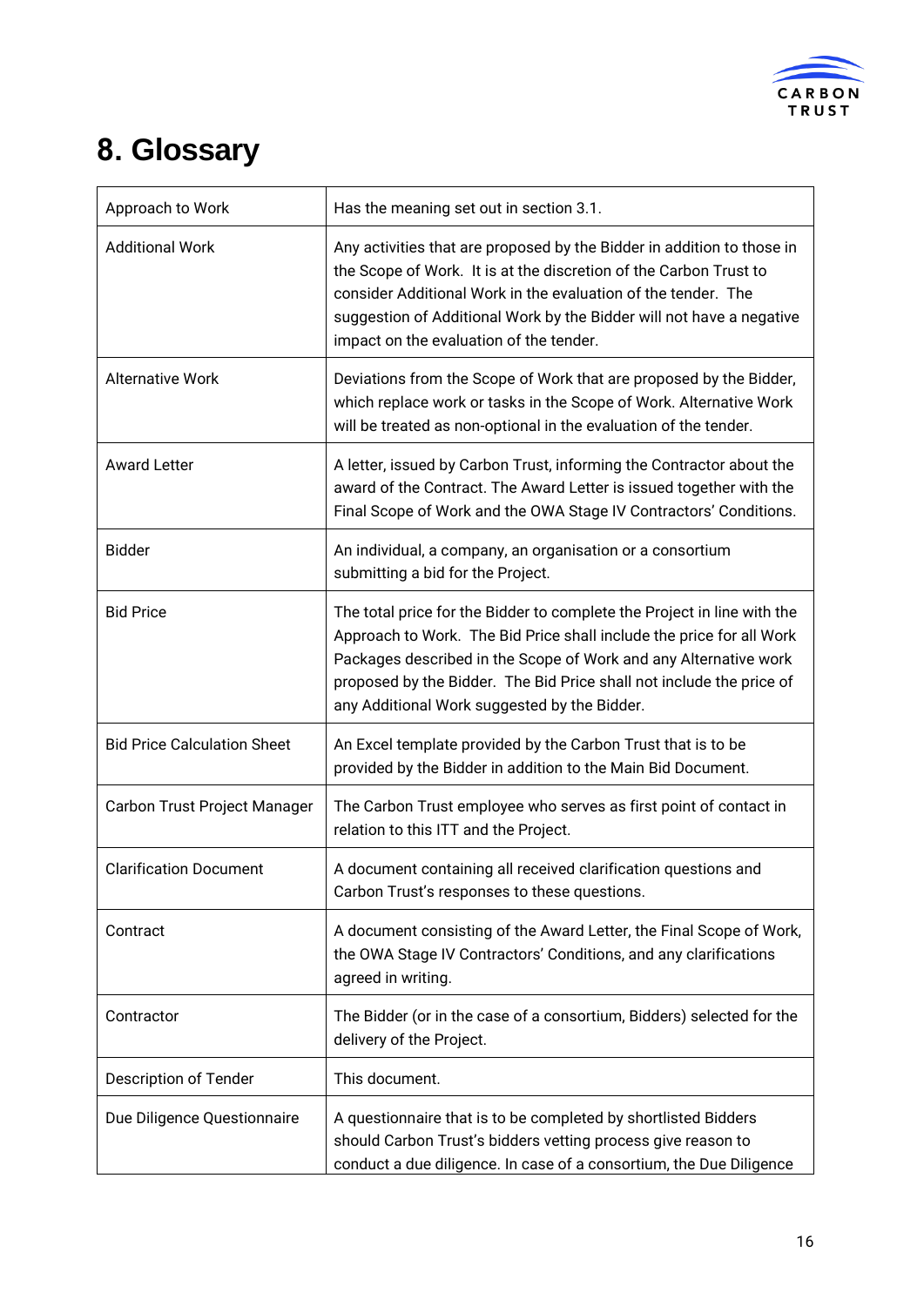# 8. Glossary

| | |
|---|---|
| Approach to Work | Has the meaning set out in section 3.1. |
| Additional Work | Any activities that are proposed by the Bidder in addition to those in the Scope of Work. It is at the discretion of the Carbon Trust to consider Additional Work in the evaluation of the tender. The suggestion of Additional Work by the Bidder will not have a negative impact on the evaluation of the tender. |
| Alternative Work | Deviations from the Scope of Work that are proposed by the Bidder, which replace work or tasks in the Scope of Work. Alternative Work will be treated as non-optional in the evaluation of the tender. |
| Award Letter | A letter, issued by Carbon Trust, informing the Contractor about the award of the Contract. The Award Letter is issued together with the Final Scope of Work and the OWA Stage IV Contractors' Conditions. |
| Bidder | An individual, a company, an organisation or a consortium submitting a bid for the Project. |
| Bid Price | The total price for the Bidder to complete the Project in line with the Approach to Work. The Bid Price shall include the price for all Work Packages described in the Scope of Work and any Alternative work proposed by the Bidder. The Bid Price shall not include the price of any Additional Work suggested by the Bidder. |
| Bid Price Calculation Sheet | An Excel template provided by the Carbon Trust that is to be provided by the Bidder in addition to the Main Bid Document. |
| Carbon Trust Project Manager | The Carbon Trust employee who serves as first point of contact in relation to this ITT and the Project. |
| Clarification Document | A document containing all received clarification questions and Carbon Trust's responses to these questions. |
| Contract | A document consisting of the Award Letter, the Final Scope of Work, the OWA Stage IV Contractors' Conditions, and any clarifications agreed in writing. |
| Contractor | The Bidder (or in the case of a consortium, Bidders) selected for the delivery of the Project. |
| Description of Tender | This document. |
| Due Diligence Questionnaire | A questionnaire that is to be completed by shortlisted Bidders should Carbon Trust's bidders vetting process give reason to conduct a due diligence. In case of a consortium, the Due Diligence |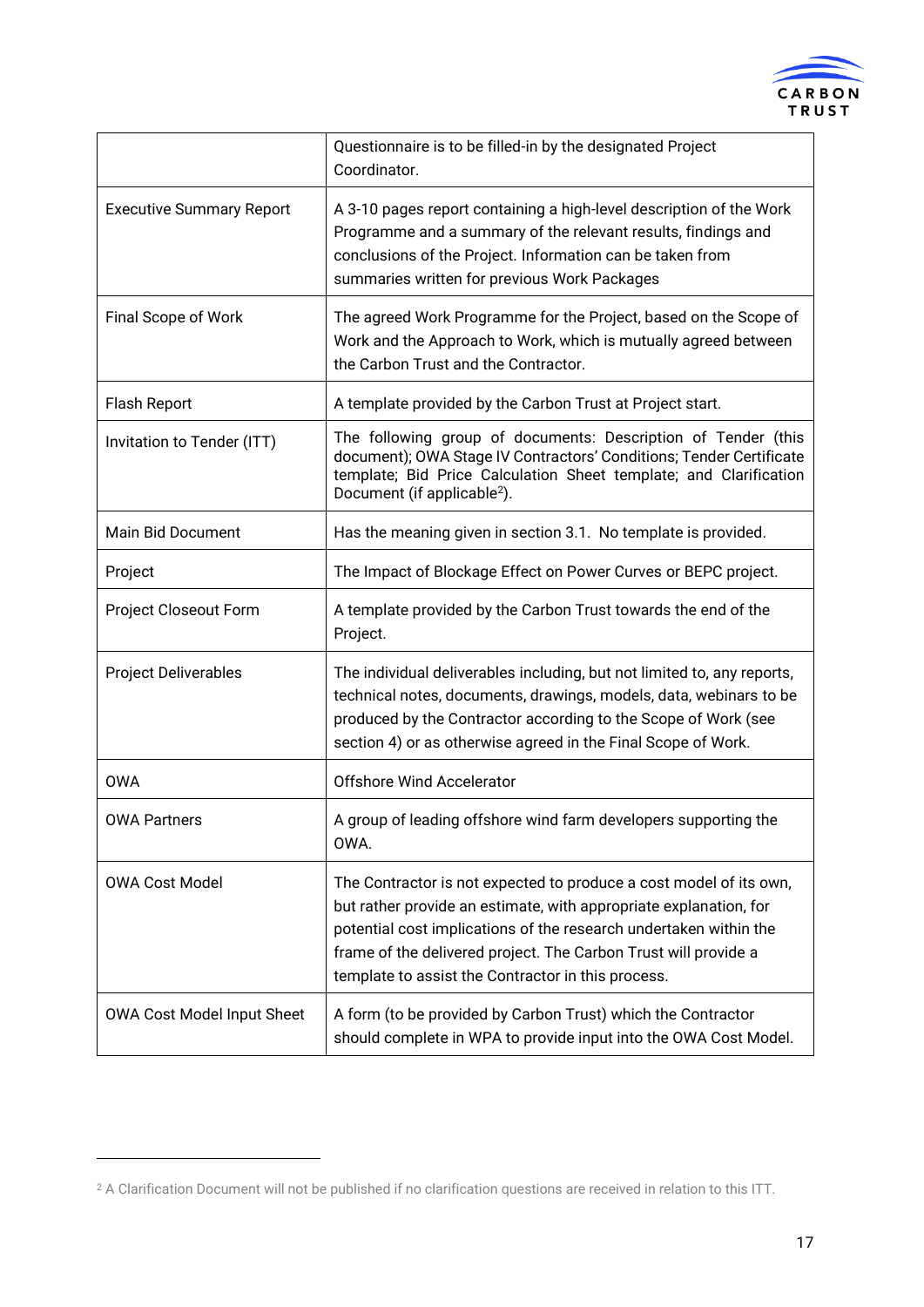| | |
|---|---|
| | Questionnaire is to be filled-in by the designated Project Coordinator. |
| Executive Summary Report | A 3-10 pages report containing a high-level description of the Work Programme and a summary of the relevant results, findings and conclusions of the Project. Information can be taken from summaries written for previous Work Packages |
| Final Scope of Work | The agreed Work Programme for the Project, based on the Scope of Work and the Approach to Work, which is mutually agreed between the Carbon Trust and the Contractor. |
| Flash Report | A template provided by the Carbon Trust at Project start. |
| Invitation to Tender (ITT) | The following group of documents: Description of Tender (this document); OWA Stage IV Contractors' Conditions; Tender Certificate template; Bid Price Calculation Sheet template; and Clarification Document (if applicable[2]). |
| Main Bid Document | Has the meaning given in section 3.1. No template is provided. |
| Project | The Impact of Blockage Effect on Power Curves or BEPC project. |
| Project Closeout Form | A template provided by the Carbon Trust towards the end of the Project. |
| Project Deliverables | The individual deliverables including, but not limited to, any reports, technical notes, documents, drawings, models, data, webinars to be produced by the Contractor according to the Scope of Work (see section 4) or as otherwise agreed in the Final Scope of Work. |
| OWA | Offshore Wind Accelerator |
| OWA Partners | A group of leading offshore wind farm developers supporting the OWA. |
| OWA Cost Model | The Contractor is not expected to produce a cost model of its own, but rather provide an estimate, with appropriate explanation, for potential cost implications of the research undertaken within the frame of the delivered project. The Carbon Trust will provide a template to assist the Contractor in this process. |
| OWA Cost Model Input Sheet | A form (to be provided by Carbon Trust) which the Contractor should complete in WPA to provide input into the OWA Cost Model. |

[2] A Clarification Document will not be published if no clarification questions are received in relation to this ITT.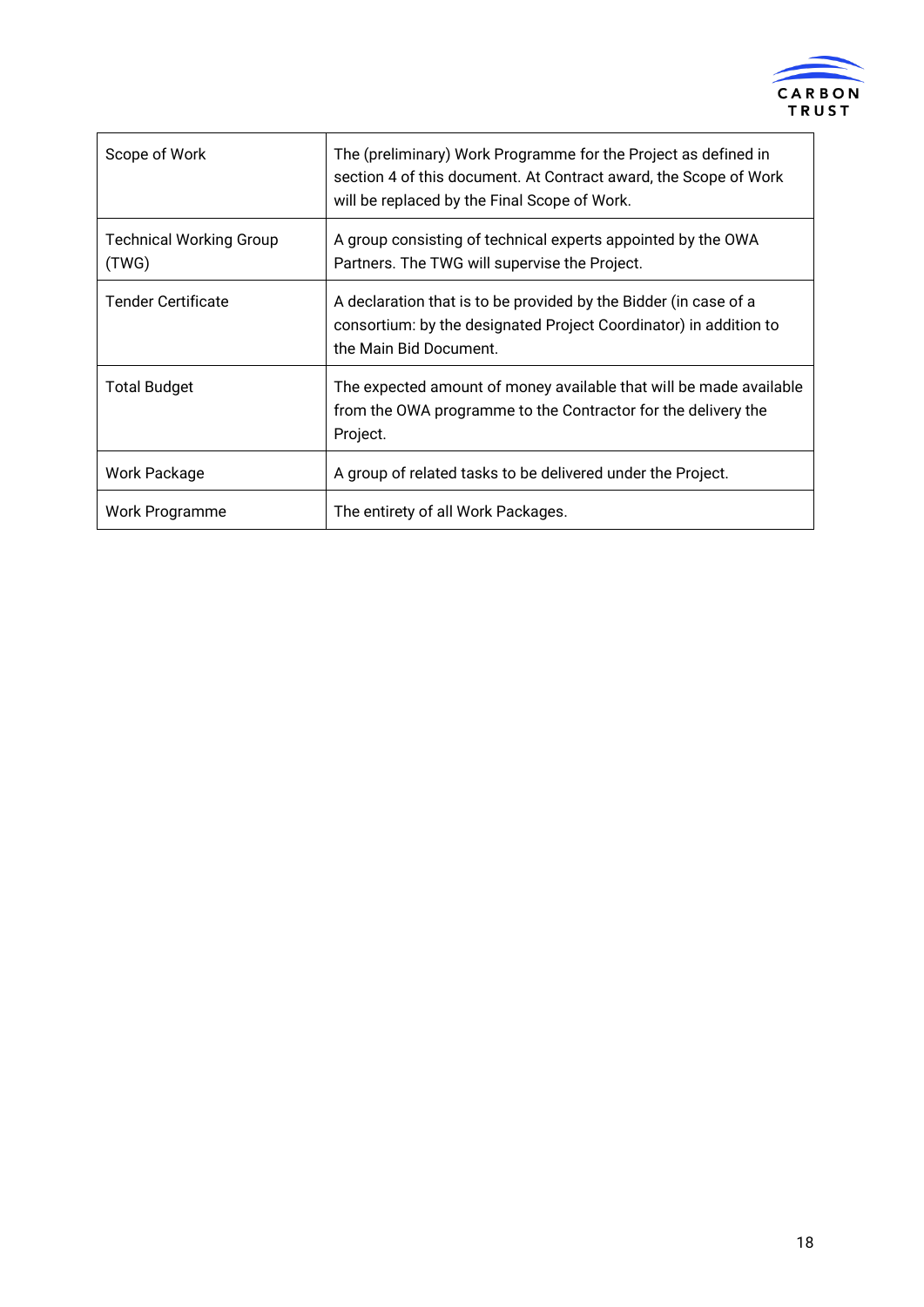| | |
|---|---|
| Scope of Work | The (preliminary) Work Programme for the Project as defined in section 4 of this document. At Contract award, the Scope of Work will be replaced by the Final Scope of Work. |
| Technical Working Group (TWG) | A group consisting of technical experts appointed by the OWA Partners. The TWG will supervise the Project. |
| Tender Certificate | A declaration that is to be provided by the Bidder (in case of a consortium: by the designated Project Coordinator) in addition to the Main Bid Document. |
| Total Budget | The expected amount of money available that will be made available from the OWA programme to the Contractor for the delivery the Project. |
| Work Package | A group of related tasks to be delivered under the Project. |
| Work Programme | The entirety of all Work Packages. |